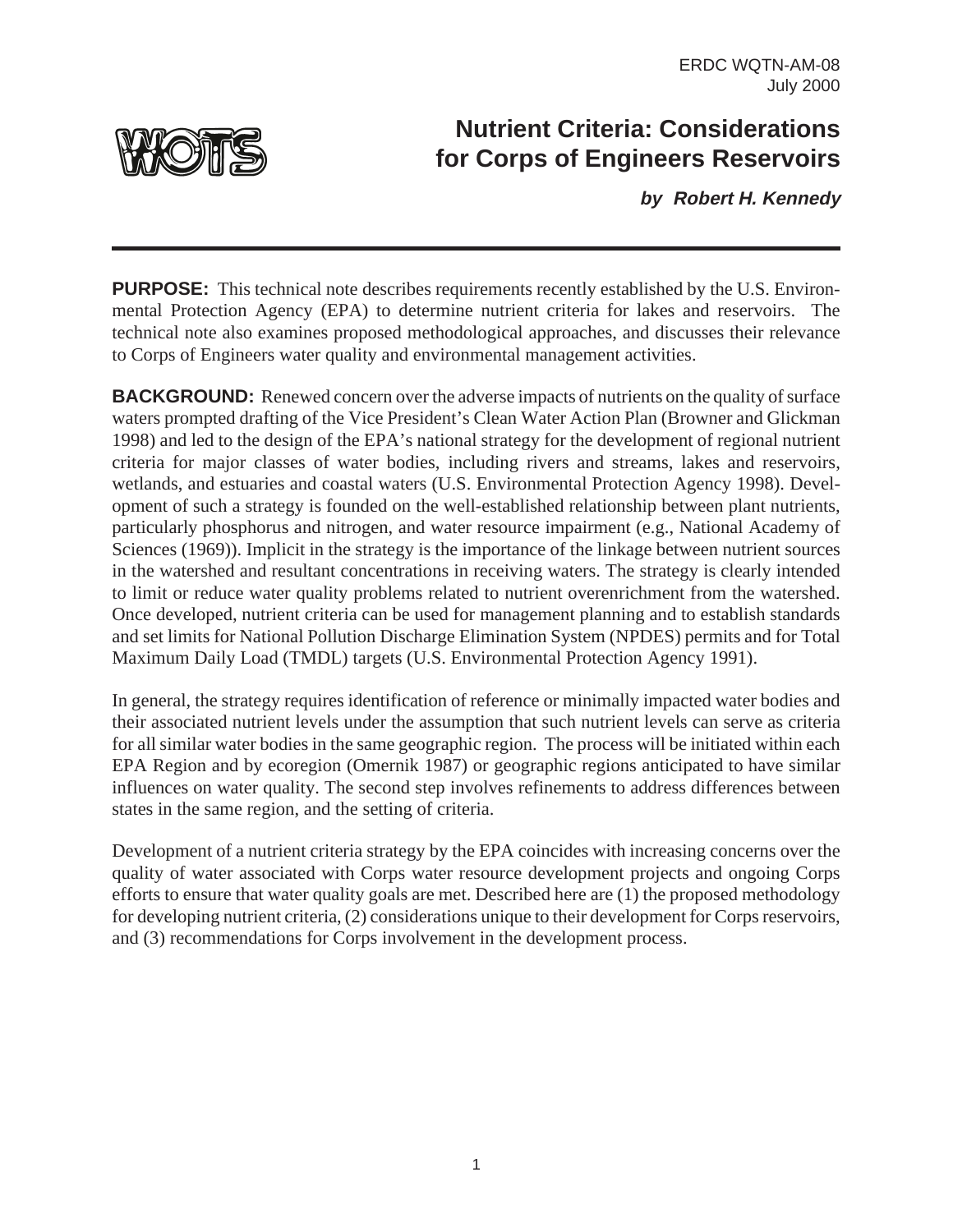ERDC WQTN-AM-08
July 2000

# Nutrient Criteria: Considerations for Corps of Engineers Reservoirs

***by Robert H. Kennedy***

**PURPOSE:** This technical note describes requirements recently established by the U.S. Environmental Protection Agency (EPA) to determine nutrient criteria for lakes and reservoirs. The technical note also examines proposed methodological approaches, and discusses their relevance to Corps of Engineers water quality and environmental management activities.

**BACKGROUND:** Renewed concern over the adverse impacts of nutrients on the quality of surface waters prompted drafting of the Vice President's Clean Water Action Plan (Browner and Glickman 1998) and led to the design of the EPA's national strategy for the development of regional nutrient criteria for major classes of water bodies, including rivers and streams, lakes and reservoirs, wetlands, and estuaries and coastal waters (U.S. Environmental Protection Agency 1998). Development of such a strategy is founded on the well-established relationship between plant nutrients, particularly phosphorus and nitrogen, and water resource impairment (e.g., National Academy of Sciences (1969)). Implicit in the strategy is the importance of the linkage between nutrient sources in the watershed and resultant concentrations in receiving waters. The strategy is clearly intended to limit or reduce water quality problems related to nutrient overenrichment from the watershed. Once developed, nutrient criteria can be used for management planning and to establish standards and set limits for National Pollution Discharge Elimination System (NPDES) permits and for Total Maximum Daily Load (TMDL) targets (U.S. Environmental Protection Agency 1991).

In general, the strategy requires identification of reference or minimally impacted water bodies and their associated nutrient levels under the assumption that such nutrient levels can serve as criteria for all similar water bodies in the same geographic region. The process will be initiated within each EPA Region and by ecoregion (Omernik 1987) or geographic regions anticipated to have similar influences on water quality. The second step involves refinements to address differences between states in the same region, and the setting of criteria.

Development of a nutrient criteria strategy by the EPA coincides with increasing concerns over the quality of water associated with Corps water resource development projects and ongoing Corps efforts to ensure that water quality goals are met. Described here are (1) the proposed methodology for developing nutrient criteria, (2) considerations unique to their development for Corps reservoirs, and (3) recommendations for Corps involvement in the development process.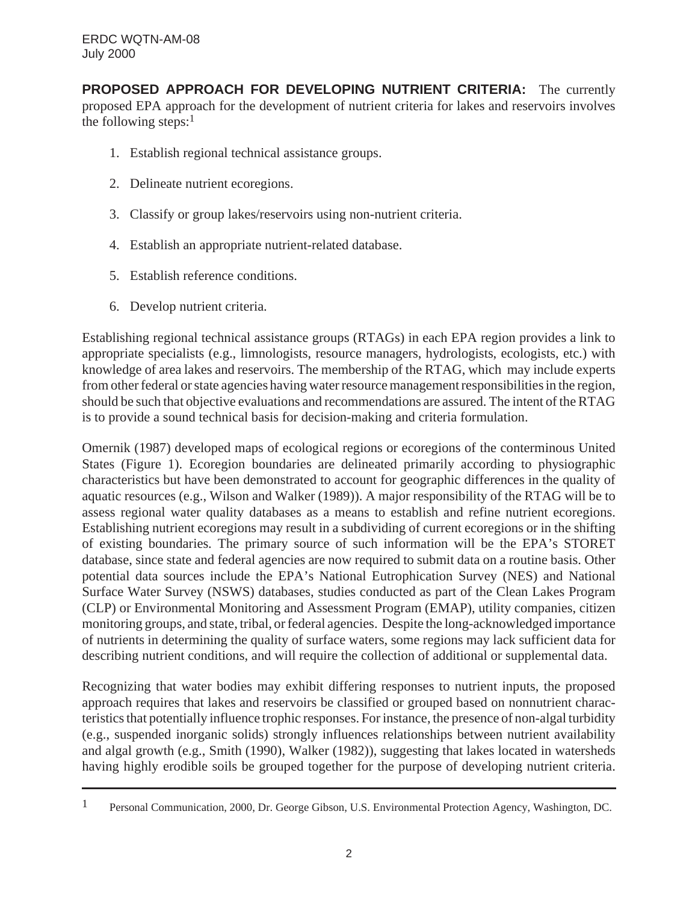**PROPOSED APPROACH FOR DEVELOPING NUTRIENT CRITERIA:** The currently proposed EPA approach for the development of nutrient criteria for lakes and reservoirs involves the following steps:[1]

1. Establish regional technical assistance groups.
2. Delineate nutrient ecoregions.
3. Classify or group lakes/reservoirs using non-nutrient criteria.
4. Establish an appropriate nutrient-related database.
5. Establish reference conditions.
6. Develop nutrient criteria.

Establishing regional technical assistance groups (RTAGs) in each EPA region provides a link to appropriate specialists (e.g., limnologists, resource managers, hydrologists, ecologists, etc.) with knowledge of area lakes and reservoirs. The membership of the RTAG, which may include experts from other federal or state agencies having water resource management responsibilities in the region, should be such that objective evaluations and recommendations are assured. The intent of the RTAG is to provide a sound technical basis for decision-making and criteria formulation.

Omernik (1987) developed maps of ecological regions or ecoregions of the conterminous United States (Figure 1). Ecoregion boundaries are delineated primarily according to physiographic characteristics but have been demonstrated to account for geographic differences in the quality of aquatic resources (e.g., Wilson and Walker (1989)). A major responsibility of the RTAG will be to assess regional water quality databases as a means to establish and refine nutrient ecoregions. Establishing nutrient ecoregions may result in a subdividing of current ecoregions or in the shifting of existing boundaries. The primary source of such information will be the EPA's STORET database, since state and federal agencies are now required to submit data on a routine basis. Other potential data sources include the EPA's National Eutrophication Survey (NES) and National Surface Water Survey (NSWS) databases, studies conducted as part of the Clean Lakes Program (CLP) or Environmental Monitoring and Assessment Program (EMAP), utility companies, citizen monitoring groups, and state, tribal, or federal agencies. Despite the long-acknowledged importance of nutrients in determining the quality of surface waters, some regions may lack sufficient data for describing nutrient conditions, and will require the collection of additional or supplemental data.

Recognizing that water bodies may exhibit differing responses to nutrient inputs, the proposed approach requires that lakes and reservoirs be classified or grouped based on nonnutrient characteristics that potentially influence trophic responses. For instance, the presence of non-algal turbidity (e.g., suspended inorganic solids) strongly influences relationships between nutrient availability and algal growth (e.g., Smith (1990), Walker (1982)), suggesting that lakes located in watersheds having highly erodible soils be grouped together for the purpose of developing nutrient criteria.

---

[1] Personal Communication, 2000, Dr. George Gibson, U.S. Environmental Protection Agency, Washington, DC.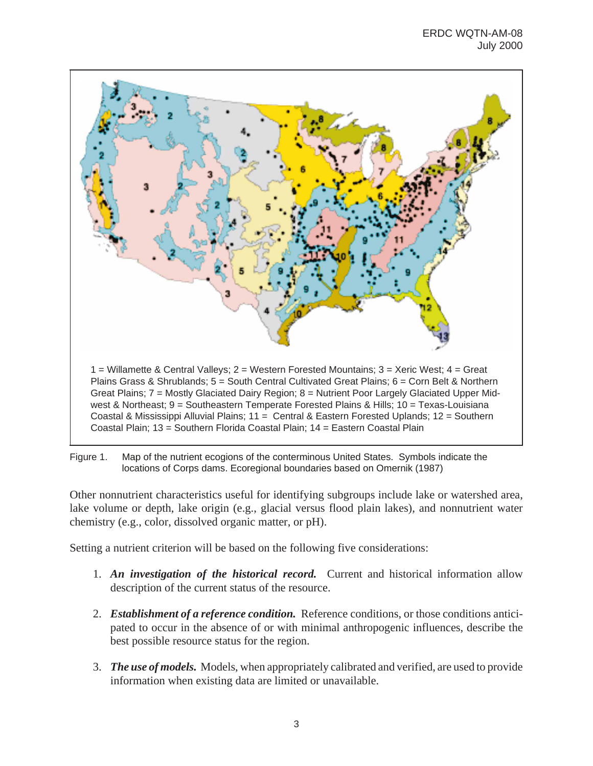1 = Willamette & Central Valleys; 2 = Western Forested Mountains; 3 = Xeric West; 4 = Great Plains Grass & Shrublands; 5 = South Central Cultivated Great Plains; 6 = Corn Belt & Northern Great Plains; 7 = Mostly Glaciated Dairy Region; 8 = Nutrient Poor Largely Glaciated Upper Midwest & Northeast; 9 = Southeastern Temperate Forested Plains & Hills; 10 = Texas-Louisiana Coastal & Mississippi Alluvial Plains; 11 = Central & Eastern Forested Uplands; 12 = Southern Coastal Plain; 13 = Southern Florida Coastal Plain; 14 = Eastern Coastal Plain

Figure 1. Map of the nutrient ecogions of the conterminous United States. Symbols indicate the locations of Corps dams. Ecoregional boundaries based on Omernik (1987)

Other nonnutrient characteristics useful for identifying subgroups include lake or watershed area, lake volume or depth, lake origin (e.g., glacial versus flood plain lakes), and nonnutrient water chemistry (e.g., color, dissolved organic matter, or pH).

Setting a nutrient criterion will be based on the following five considerations:

1. ***An investigation of the historical record.*** Current and historical information allow description of the current status of the resource.

2. ***Establishment of a reference condition.*** Reference conditions, or those conditions anticipated to occur in the absence of or with minimal anthropogenic influences, describe the best possible resource status for the region.

3. ***The use of models.*** Models, when appropriately calibrated and verified, are used to provide information when existing data are limited or unavailable.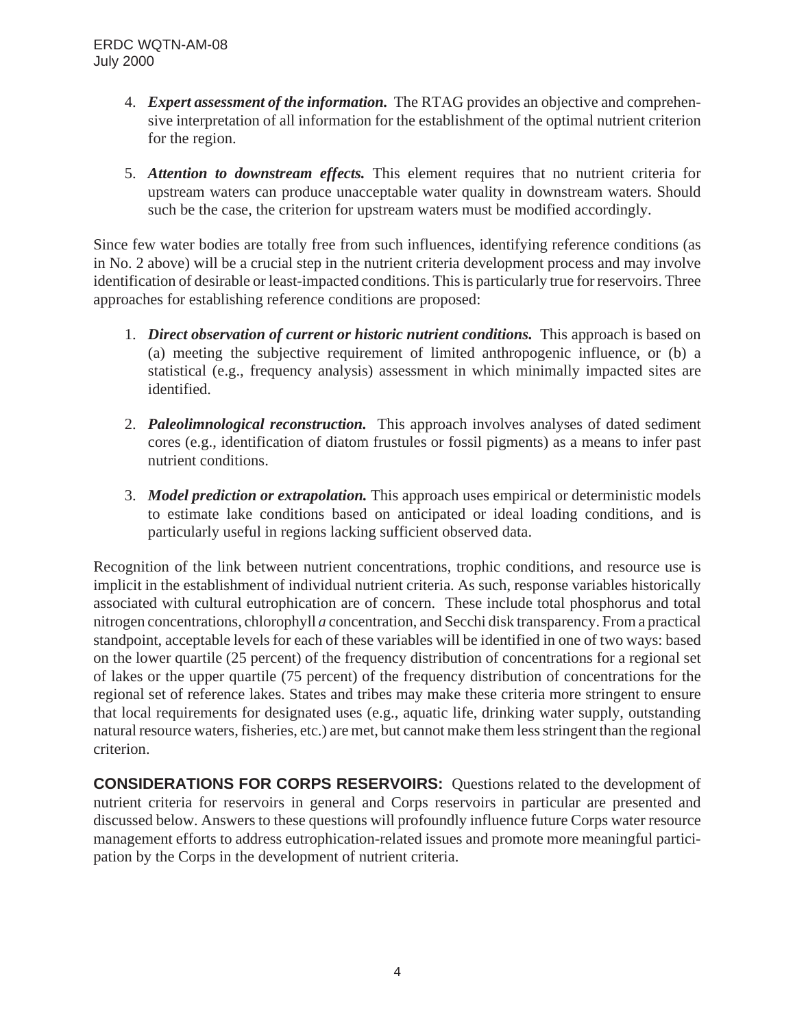4. ***Expert assessment of the information.*** The RTAG provides an objective and comprehensive interpretation of all information for the establishment of the optimal nutrient criterion for the region.

5. ***Attention to downstream effects.*** This element requires that no nutrient criteria for upstream waters can produce unacceptable water quality in downstream waters. Should such be the case, the criterion for upstream waters must be modified accordingly.

Since few water bodies are totally free from such influences, identifying reference conditions (as in No. 2 above) will be a crucial step in the nutrient criteria development process and may involve identification of desirable or least-impacted conditions. This is particularly true for reservoirs. Three approaches for establishing reference conditions are proposed:

1. ***Direct observation of current or historic nutrient conditions.*** This approach is based on (a) meeting the subjective requirement of limited anthropogenic influence, or (b) a statistical (e.g., frequency analysis) assessment in which minimally impacted sites are identified.

2. ***Paleolimnological reconstruction.*** This approach involves analyses of dated sediment cores (e.g., identification of diatom frustules or fossil pigments) as a means to infer past nutrient conditions.

3. ***Model prediction or extrapolation.*** This approach uses empirical or deterministic models to estimate lake conditions based on anticipated or ideal loading conditions, and is particularly useful in regions lacking sufficient observed data.

Recognition of the link between nutrient concentrations, trophic conditions, and resource use is implicit in the establishment of individual nutrient criteria. As such, response variables historically associated with cultural eutrophication are of concern. These include total phosphorus and total nitrogen concentrations, chlorophyll *a* concentration, and Secchi disk transparency. From a practical standpoint, acceptable levels for each of these variables will be identified in one of two ways: based on the lower quartile (25 percent) of the frequency distribution of concentrations for a regional set of lakes or the upper quartile (75 percent) of the frequency distribution of concentrations for the regional set of reference lakes. States and tribes may make these criteria more stringent to ensure that local requirements for designated uses (e.g., aquatic life, drinking water supply, outstanding natural resource waters, fisheries, etc.) are met, but cannot make them less stringent than the regional criterion.

**CONSIDERATIONS FOR CORPS RESERVOIRS:** Questions related to the development of nutrient criteria for reservoirs in general and Corps reservoirs in particular are presented and discussed below. Answers to these questions will profoundly influence future Corps water resource management efforts to address eutrophication-related issues and promote more meaningful participation by the Corps in the development of nutrient criteria.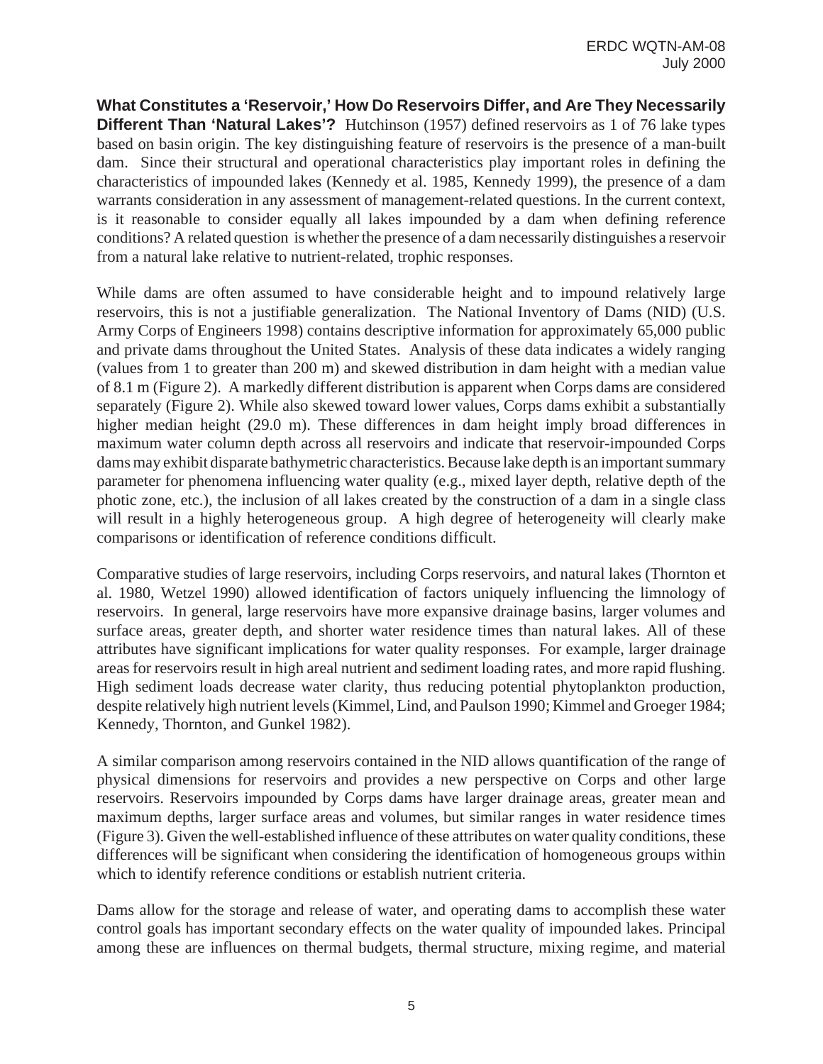**What Constitutes a 'Reservoir,' How Do Reservoirs Differ, and Are They Necessarily Different Than 'Natural Lakes'?** Hutchinson (1957) defined reservoirs as 1 of 76 lake types based on basin origin. The key distinguishing feature of reservoirs is the presence of a man-built dam. Since their structural and operational characteristics play important roles in defining the characteristics of impounded lakes (Kennedy et al. 1985, Kennedy 1999), the presence of a dam warrants consideration in any assessment of management-related questions. In the current context, is it reasonable to consider equally all lakes impounded by a dam when defining reference conditions? A related question is whether the presence of a dam necessarily distinguishes a reservoir from a natural lake relative to nutrient-related, trophic responses.

While dams are often assumed to have considerable height and to impound relatively large reservoirs, this is not a justifiable generalization. The National Inventory of Dams (NID) (U.S. Army Corps of Engineers 1998) contains descriptive information for approximately 65,000 public and private dams throughout the United States. Analysis of these data indicates a widely ranging (values from 1 to greater than 200 m) and skewed distribution in dam height with a median value of 8.1 m (Figure 2). A markedly different distribution is apparent when Corps dams are considered separately (Figure 2). While also skewed toward lower values, Corps dams exhibit a substantially higher median height (29.0 m). These differences in dam height imply broad differences in maximum water column depth across all reservoirs and indicate that reservoir-impounded Corps dams may exhibit disparate bathymetric characteristics. Because lake depth is an important summary parameter for phenomena influencing water quality (e.g., mixed layer depth, relative depth of the photic zone, etc.), the inclusion of all lakes created by the construction of a dam in a single class will result in a highly heterogeneous group. A high degree of heterogeneity will clearly make comparisons or identification of reference conditions difficult.

Comparative studies of large reservoirs, including Corps reservoirs, and natural lakes (Thornton et al. 1980, Wetzel 1990) allowed identification of factors uniquely influencing the limnology of reservoirs. In general, large reservoirs have more expansive drainage basins, larger volumes and surface areas, greater depth, and shorter water residence times than natural lakes. All of these attributes have significant implications for water quality responses. For example, larger drainage areas for reservoirs result in high areal nutrient and sediment loading rates, and more rapid flushing. High sediment loads decrease water clarity, thus reducing potential phytoplankton production, despite relatively high nutrient levels (Kimmel, Lind, and Paulson 1990; Kimmel and Groeger 1984; Kennedy, Thornton, and Gunkel 1982).

A similar comparison among reservoirs contained in the NID allows quantification of the range of physical dimensions for reservoirs and provides a new perspective on Corps and other large reservoirs. Reservoirs impounded by Corps dams have larger drainage areas, greater mean and maximum depths, larger surface areas and volumes, but similar ranges in water residence times (Figure 3). Given the well-established influence of these attributes on water quality conditions, these differences will be significant when considering the identification of homogeneous groups within which to identify reference conditions or establish nutrient criteria.

Dams allow for the storage and release of water, and operating dams to accomplish these water control goals has important secondary effects on the water quality of impounded lakes. Principal among these are influences on thermal budgets, thermal structure, mixing regime, and material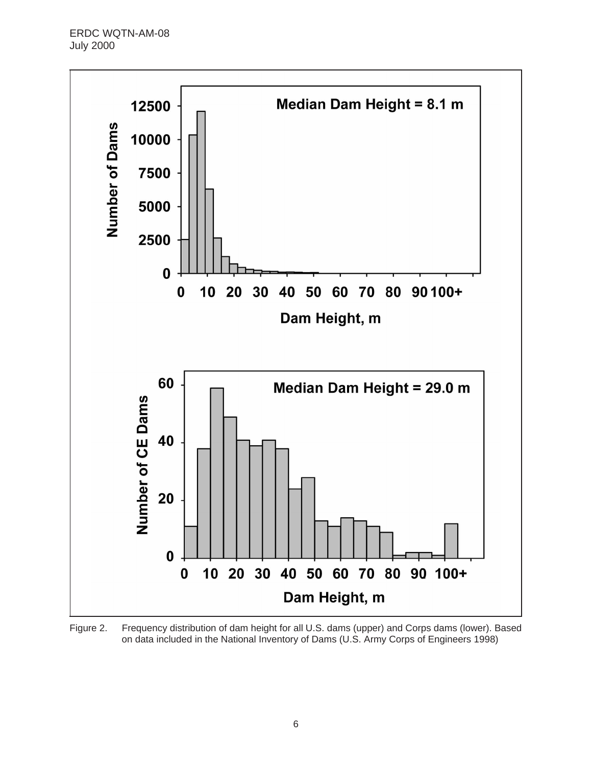Figure 2. Frequency distribution of dam height for all U.S. dams (upper) and Corps dams (lower). Based on data included in the National Inventory of Dams (U.S. Army Corps of Engineers 1998)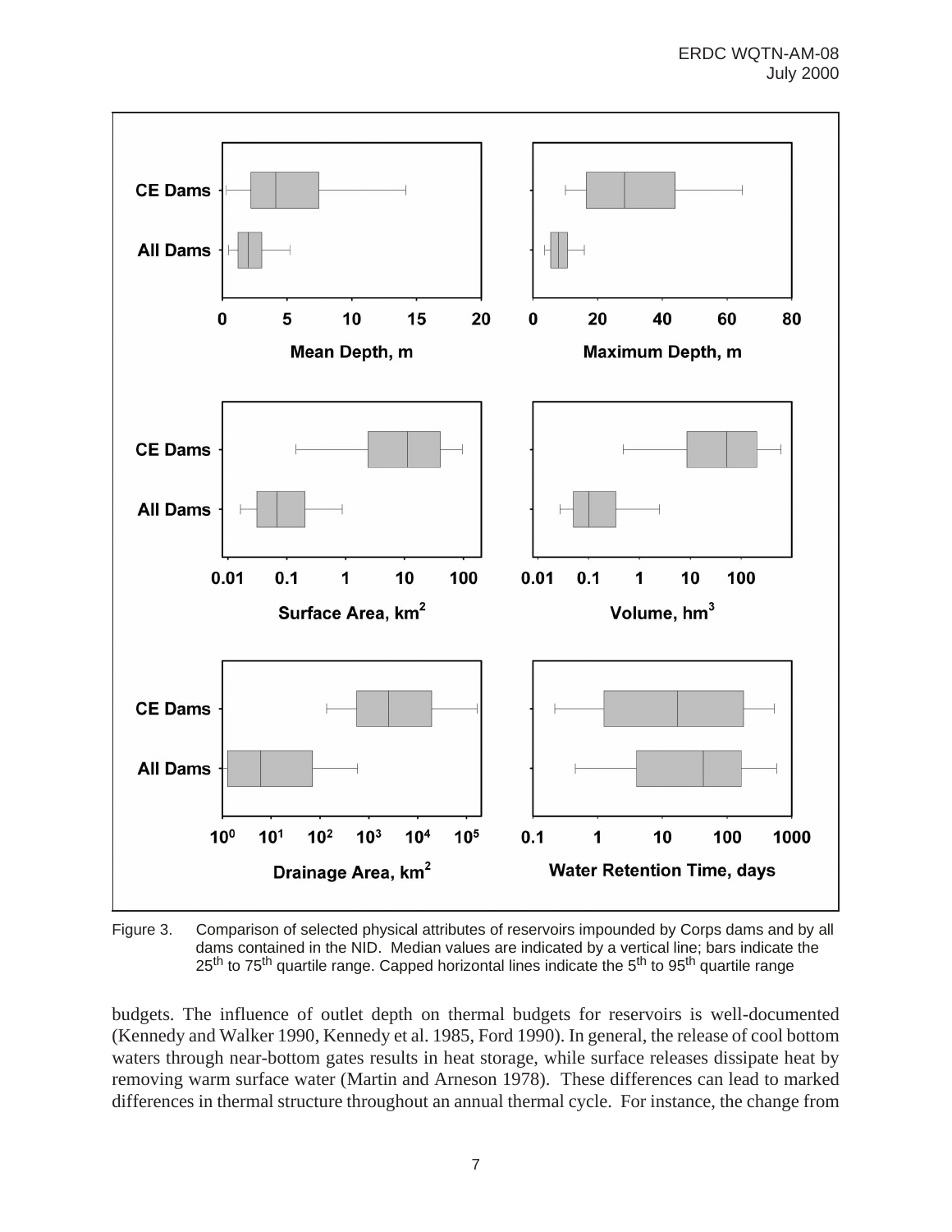Figure 3. Comparison of selected physical attributes of reservoirs impounded by Corps dams and by all dams contained in the NID. Median values are indicated by a vertical line; bars indicate the $25^{th}$ to $75^{th}$ quartile range. Capped horizontal lines indicate the $5^{th}$ to $95^{th}$ quartile range

budgets. The influence of outlet depth on thermal budgets for reservoirs is well-documented (Kennedy and Walker 1990, Kennedy et al. 1985, Ford 1990). In general, the release of cool bottom waters through near-bottom gates results in heat storage, while surface releases dissipate heat by removing warm surface water (Martin and Arneson 1978). These differences can lead to marked differences in thermal structure throughout an annual thermal cycle. For instance, the change from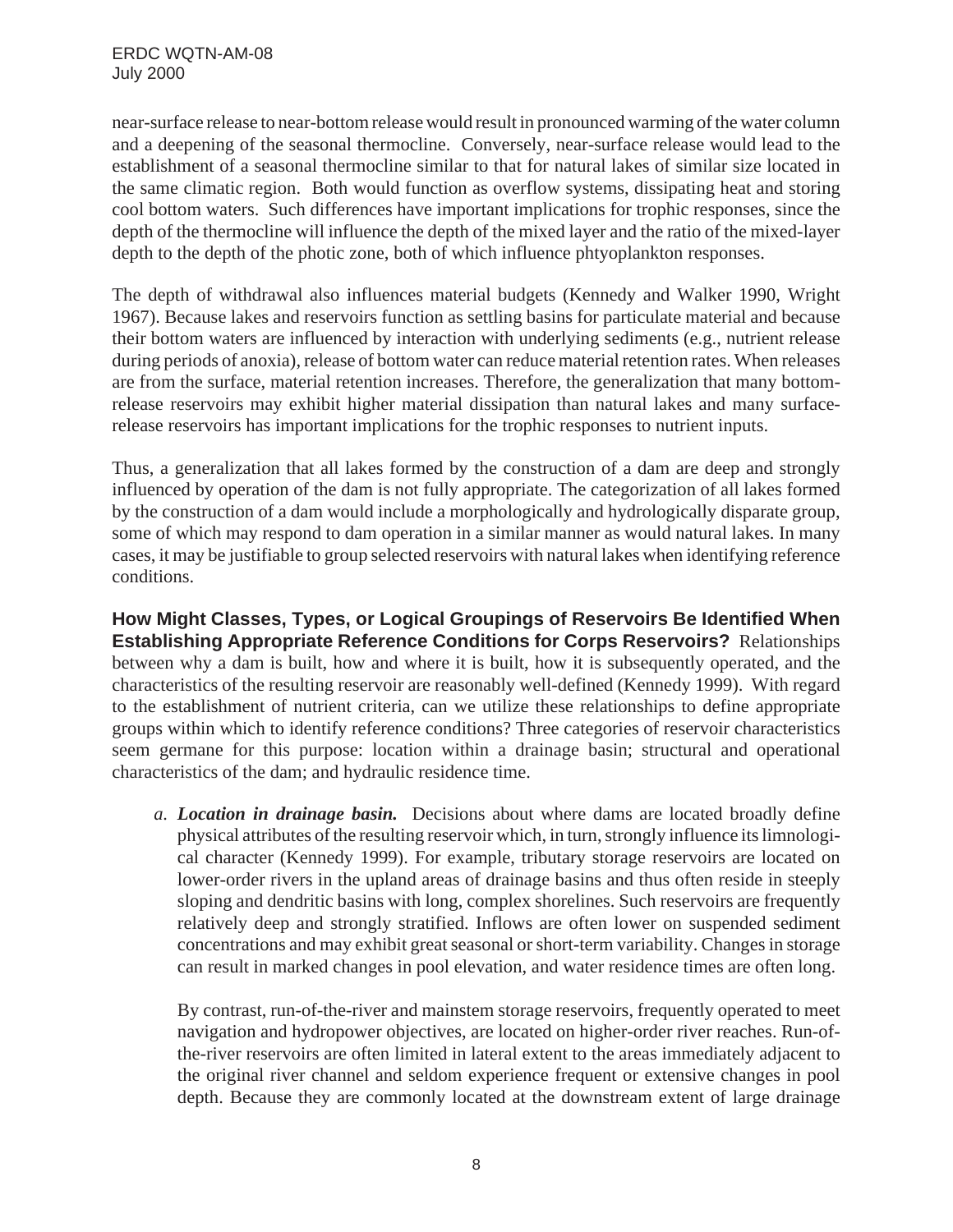near-surface release to near-bottom release would result in pronounced warming of the water column and a deepening of the seasonal thermocline. Conversely, near-surface release would lead to the establishment of a seasonal thermocline similar to that for natural lakes of similar size located in the same climatic region. Both would function as overflow systems, dissipating heat and storing cool bottom waters. Such differences have important implications for trophic responses, since the depth of the thermocline will influence the depth of the mixed layer and the ratio of the mixed-layer depth to the depth of the photic zone, both of which influence phtyoplankton responses.

The depth of withdrawal also influences material budgets (Kennedy and Walker 1990, Wright 1967). Because lakes and reservoirs function as settling basins for particulate material and because their bottom waters are influenced by interaction with underlying sediments (e.g., nutrient release during periods of anoxia), release of bottom water can reduce material retention rates. When releases are from the surface, material retention increases. Therefore, the generalization that many bottom-release reservoirs may exhibit higher material dissipation than natural lakes and many surface-release reservoirs has important implications for the trophic responses to nutrient inputs.

Thus, a generalization that all lakes formed by the construction of a dam are deep and strongly influenced by operation of the dam is not fully appropriate. The categorization of all lakes formed by the construction of a dam would include a morphologically and hydrologically disparate group, some of which may respond to dam operation in a similar manner as would natural lakes. In many cases, it may be justifiable to group selected reservoirs with natural lakes when identifying reference conditions.

**How Might Classes, Types, or Logical Groupings of Reservoirs Be Identified When Establishing Appropriate Reference Conditions for Corps Reservoirs?** Relationships between why a dam is built, how and where it is built, how it is subsequently operated, and the characteristics of the resulting reservoir are reasonably well-defined (Kennedy 1999). With regard to the establishment of nutrient criteria, can we utilize these relationships to define appropriate groups within which to identify reference conditions? Three categories of reservoir characteristics seem germane for this purpose: location within a drainage basin; structural and operational characteristics of the dam; and hydraulic residence time.

*a*. ***Location in drainage basin.*** Decisions about where dams are located broadly define physical attributes of the resulting reservoir which, in turn, strongly influence its limnological character (Kennedy 1999). For example, tributary storage reservoirs are located on lower-order rivers in the upland areas of drainage basins and thus often reside in steeply sloping and dendritic basins with long, complex shorelines. Such reservoirs are frequently relatively deep and strongly stratified. Inflows are often lower on suspended sediment concentrations and may exhibit great seasonal or short-term variability. Changes in storage can result in marked changes in pool elevation, and water residence times are often long.

By contrast, run-of-the-river and mainstem storage reservoirs, frequently operated to meet navigation and hydropower objectives, are located on higher-order river reaches. Run-of-the-river reservoirs are often limited in lateral extent to the areas immediately adjacent to the original river channel and seldom experience frequent or extensive changes in pool depth. Because they are commonly located at the downstream extent of large drainage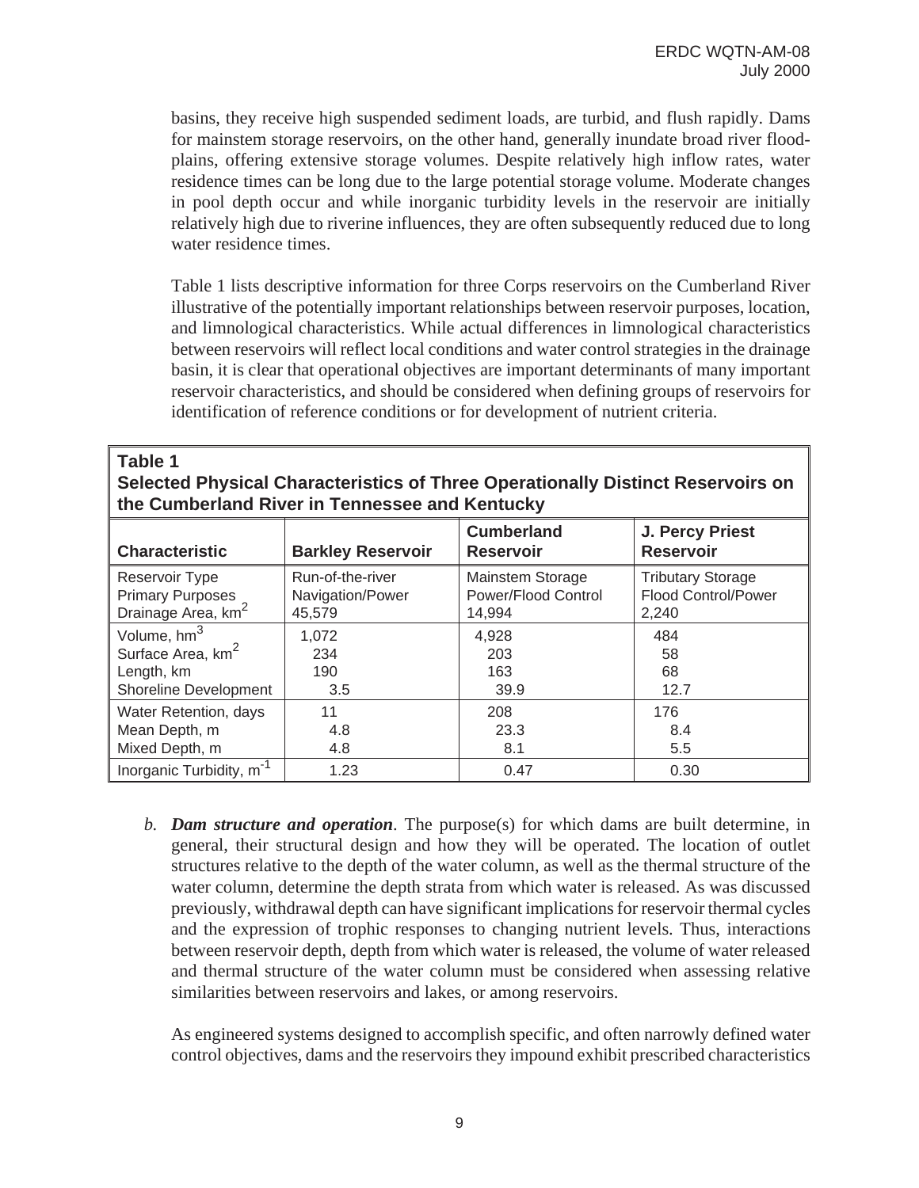basins, they receive high suspended sediment loads, are turbid, and flush rapidly. Dams for mainstem storage reservoirs, on the other hand, generally inundate broad river flood-plains, offering extensive storage volumes. Despite relatively high inflow rates, water residence times can be long due to the large potential storage volume. Moderate changes in pool depth occur and while inorganic turbidity levels in the reservoir are initially relatively high due to riverine influences, they are often subsequently reduced due to long water residence times.

Table 1 lists descriptive information for three Corps reservoirs on the Cumberland River illustrative of the potentially important relationships between reservoir purposes, location, and limnological characteristics. While actual differences in limnological characteristics between reservoirs will reflect local conditions and water control strategies in the drainage basin, it is clear that operational objectives are important determinants of many important reservoir characteristics, and should be considered when defining groups of reservoirs for identification of reference conditions or for development of nutrient criteria.

**Table 1**
**Selected Physical Characteristics of Three Operationally Distinct Reservoirs on the Cumberland River in Tennessee and Kentucky**

| Characteristic | Barkley Reservoir | Cumberland Reservoir | J. Percy Priest Reservoir |
|---|---|---|---|
| Reservoir Type | Run-of-the-river | Mainstem Storage | Tributary Storage |
| Primary Purposes | Navigation/Power | Power/Flood Control | Flood Control/Power |
| Drainage Area, $km^2$ | 45,579 | 14,994 | 2,240 |
| Volume, $hm^3$ | 1,072 | 4,928 | 484 |
| Surface Area, $km^2$ | 234 | 203 | 58 |
| Length, km | 190 | 163 | 68 |
| Shoreline Development | 3.5 | 39.9 | 12.7 |
| Water Retention, days | 11 | 208 | 176 |
| Mean Depth, m | 4.8 | 23.3 | 8.4 |
| Mixed Depth, m | 4.8 | 8.1 | 5.5 |
| Inorganic Turbidity, $m^{-1}$ | 1.23 | 0.47 | 0.30 |

*b.* ***Dam structure and operation***. The purpose(s) for which dams are built determine, in general, their structural design and how they will be operated. The location of outlet structures relative to the depth of the water column, as well as the thermal structure of the water column, determine the depth strata from which water is released. As was discussed previously, withdrawal depth can have significant implications for reservoir thermal cycles and the expression of trophic responses to changing nutrient levels. Thus, interactions between reservoir depth, depth from which water is released, the volume of water released and thermal structure of the water column must be considered when assessing relative similarities between reservoirs and lakes, or among reservoirs.

As engineered systems designed to accomplish specific, and often narrowly defined water control objectives, dams and the reservoirs they impound exhibit prescribed characteristics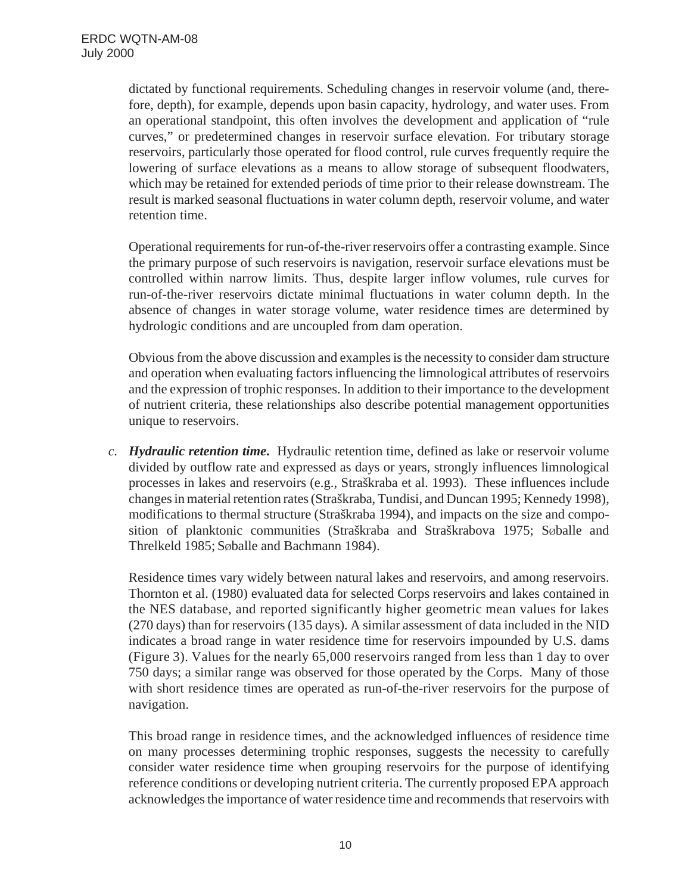dictated by functional requirements. Scheduling changes in reservoir volume (and, therefore, depth), for example, depends upon basin capacity, hydrology, and water uses. From an operational standpoint, this often involves the development and application of "rule curves," or predetermined changes in reservoir surface elevation. For tributary storage reservoirs, particularly those operated for flood control, rule curves frequently require the lowering of surface elevations as a means to allow storage of subsequent floodwaters, which may be retained for extended periods of time prior to their release downstream. The result is marked seasonal fluctuations in water column depth, reservoir volume, and water retention time.

Operational requirements for run-of-the-river reservoirs offer a contrasting example. Since the primary purpose of such reservoirs is navigation, reservoir surface elevations must be controlled within narrow limits. Thus, despite larger inflow volumes, rule curves for run-of-the-river reservoirs dictate minimal fluctuations in water column depth. In the absence of changes in water storage volume, water residence times are determined by hydrologic conditions and are uncoupled from dam operation.

Obvious from the above discussion and examples is the necessity to consider dam structure and operation when evaluating factors influencing the limnological attributes of reservoirs and the expression of trophic responses. In addition to their importance to the development of nutrient criteria, these relationships also describe potential management opportunities unique to reservoirs.

*c.* ***Hydraulic retention time.*** Hydraulic retention time, defined as lake or reservoir volume divided by outflow rate and expressed as days or years, strongly influences limnological processes in lakes and reservoirs (e.g., Straškraba et al. 1993). These influences include changes in material retention rates (Straškraba, Tundisi, and Duncan 1995; Kennedy 1998), modifications to thermal structure (Straškraba 1994), and impacts on the size and composition of planktonic communities (Straškraba and Straškrabova 1975; Søballe and Threlkeld 1985; Søballe and Bachmann 1984).

Residence times vary widely between natural lakes and reservoirs, and among reservoirs. Thornton et al. (1980) evaluated data for selected Corps reservoirs and lakes contained in the NES database, and reported significantly higher geometric mean values for lakes (270 days) than for reservoirs (135 days). A similar assessment of data included in the NID indicates a broad range in water residence time for reservoirs impounded by U.S. dams (Figure 3). Values for the nearly 65,000 reservoirs ranged from less than 1 day to over 750 days; a similar range was observed for those operated by the Corps. Many of those with short residence times are operated as run-of-the-river reservoirs for the purpose of navigation.

This broad range in residence times, and the acknowledged influences of residence time on many processes determining trophic responses, suggests the necessity to carefully consider water residence time when grouping reservoirs for the purpose of identifying reference conditions or developing nutrient criteria. The currently proposed EPA approach acknowledges the importance of water residence time and recommends that reservoirs with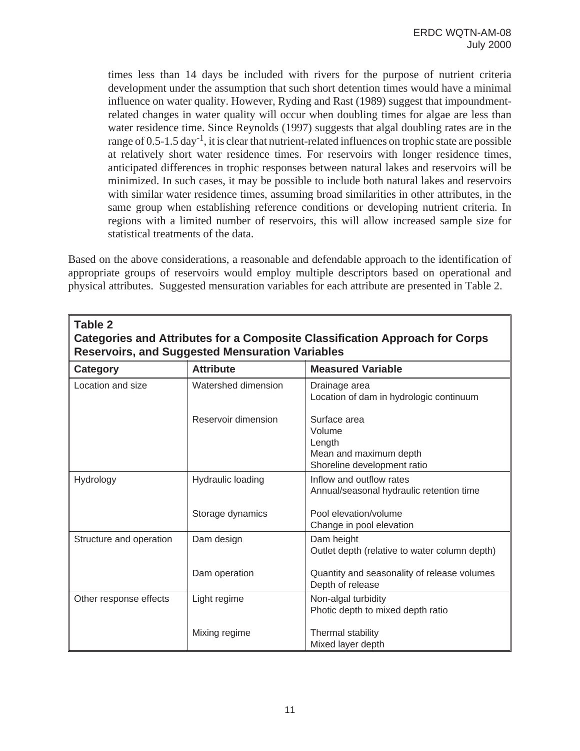times less than 14 days be included with rivers for the purpose of nutrient criteria development under the assumption that such short detention times would have a minimal influence on water quality. However, Ryding and Rast (1989) suggest that impoundment-related changes in water quality will occur when doubling times for algae are less than water residence time. Since Reynolds (1997) suggests that algal doubling rates are in the range of 0.5-1.5 $day^{-1}$, it is clear that nutrient-related influences on trophic state are possible at relatively short water residence times. For reservoirs with longer residence times, anticipated differences in trophic responses between natural lakes and reservoirs will be minimized. In such cases, it may be possible to include both natural lakes and reservoirs with similar water residence times, assuming broad similarities in other attributes, in the same group when establishing reference conditions or developing nutrient criteria. In regions with a limited number of reservoirs, this will allow increased sample size for statistical treatments of the data.

Based on the above considerations, a reasonable and defendable approach to the identification of appropriate groups of reservoirs would employ multiple descriptors based on operational and physical attributes. Suggested mensuration variables for each attribute are presented in Table 2.

**Table 2**
**Categories and Attributes for a Composite Classification Approach for Corps Reservoirs, and Suggested Mensuration Variables**

| Category | Attribute | Measured Variable |
|---|---|---|
| Location and size | Watershed dimension | Drainage area<br>Location of dam in hydrologic continuum |
| | Reservoir dimension | Surface area<br>Volume<br>Length<br>Mean and maximum depth<br>Shoreline development ratio |
| Hydrology | Hydraulic loading | Inflow and outflow rates<br>Annual/seasonal hydraulic retention time |
| | Storage dynamics | Pool elevation/volume<br>Change in pool elevation |
| Structure and operation | Dam design | Dam height<br>Outlet depth (relative to water column depth) |
| | Dam operation | Quantity and seasonality of release volumes<br>Depth of release |
| Other response effects | Light regime | Non-algal turbidity<br>Photic depth to mixed depth ratio |
| | Mixing regime | Thermal stability<br>Mixed layer depth |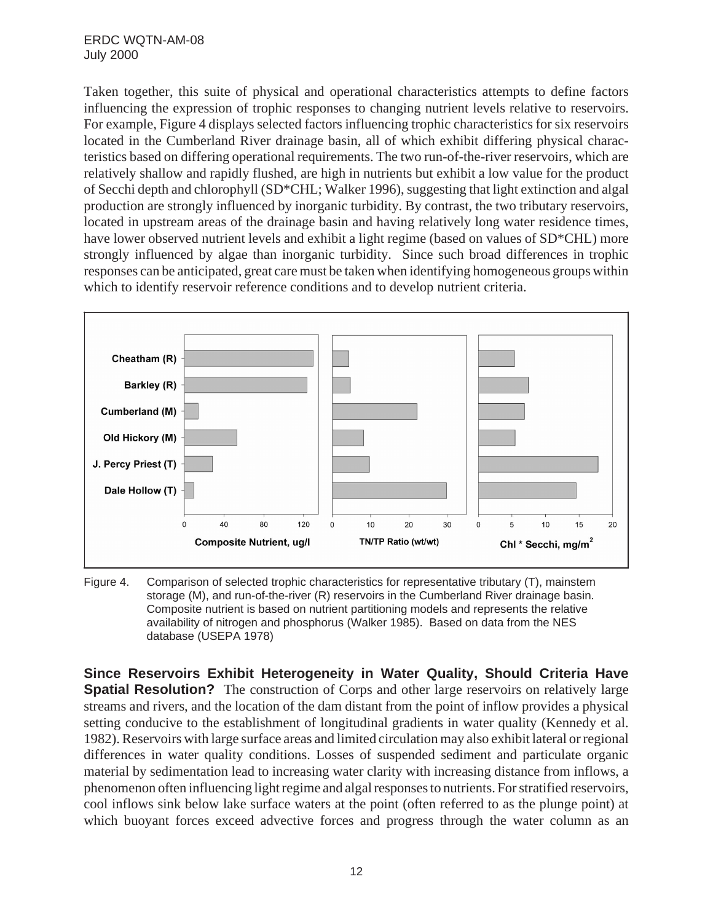Taken together, this suite of physical and operational characteristics attempts to define factors influencing the expression of trophic responses to changing nutrient levels relative to reservoirs. For example, Figure 4 displays selected factors influencing trophic characteristics for six reservoirs located in the Cumberland River drainage basin, all of which exhibit differing physical characteristics based on differing operational requirements. The two run-of-the-river reservoirs, which are relatively shallow and rapidly flushed, are high in nutrients but exhibit a low value for the product of Secchi depth and chlorophyll (SD*CHL; Walker 1996), suggesting that light extinction and algal production are strongly influenced by inorganic turbidity. By contrast, the two tributary reservoirs, located in upstream areas of the drainage basin and having relatively long water residence times, have lower observed nutrient levels and exhibit a light regime (based on values of SD*CHL) more strongly influenced by algae than inorganic turbidity. Since such broad differences in trophic responses can be anticipated, great care must be taken when identifying homogeneous groups within which to identify reservoir reference conditions and to develop nutrient criteria.

Figure 4. Comparison of selected trophic characteristics for representative tributary (T), mainstem storage (M), and run-of-the-river (R) reservoirs in the Cumberland River drainage basin. Composite nutrient is based on nutrient partitioning models and represents the relative availability of nitrogen and phosphorus (Walker 1985). Based on data from the NES database (USEPA 1978)

**Since Reservoirs Exhibit Heterogeneity in Water Quality, Should Criteria Have Spatial Resolution?** The construction of Corps and other large reservoirs on relatively large streams and rivers, and the location of the dam distant from the point of inflow provides a physical setting conducive to the establishment of longitudinal gradients in water quality (Kennedy et al. 1982). Reservoirs with large surface areas and limited circulation may also exhibit lateral or regional differences in water quality conditions. Losses of suspended sediment and particulate organic material by sedimentation lead to increasing water clarity with increasing distance from inflows, a phenomenon often influencing light regime and algal responses to nutrients. For stratified reservoirs, cool inflows sink below lake surface waters at the point (often referred to as the plunge point) at which buoyant forces exceed advective forces and progress through the water column as an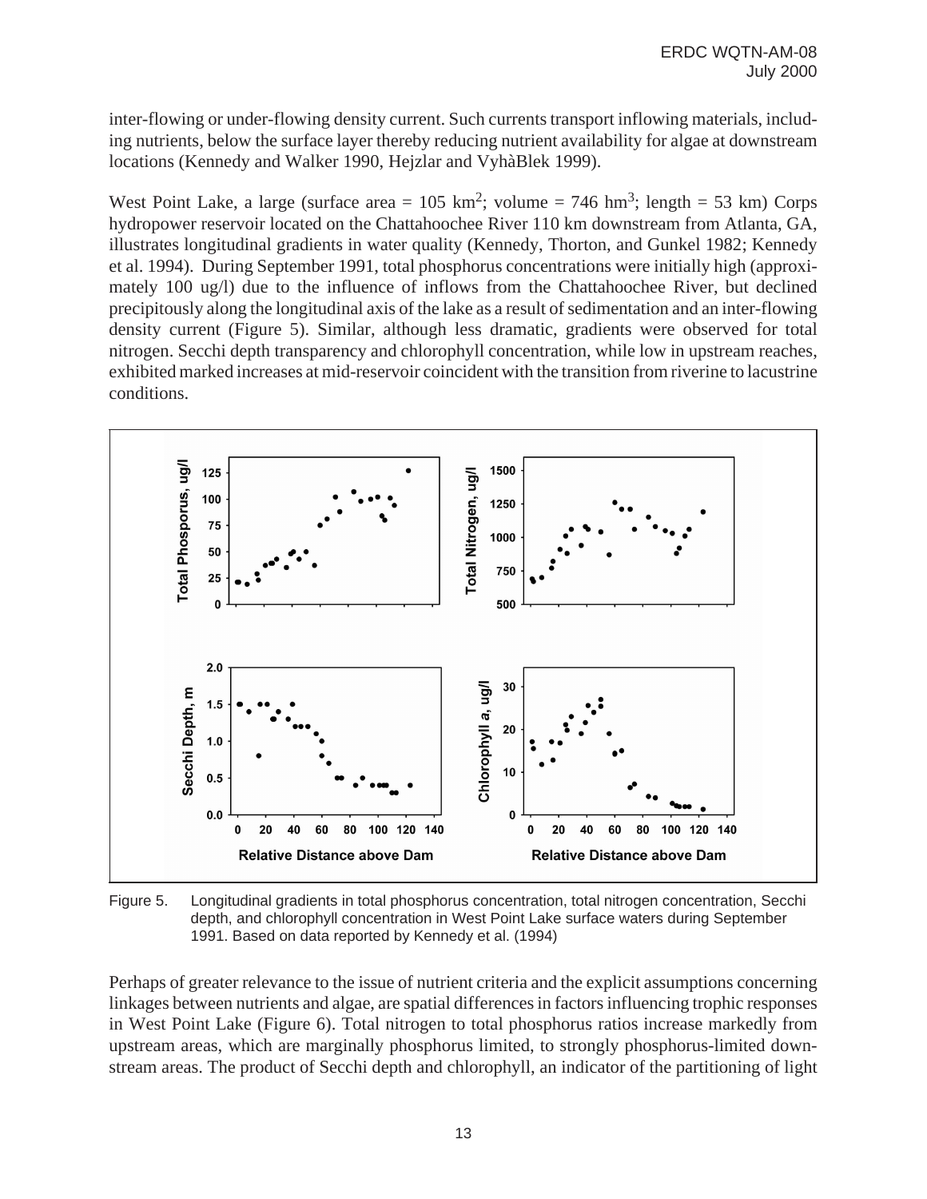inter-flowing or under-flowing density current. Such currents transport inflowing materials, including nutrients, below the surface layer thereby reducing nutrient availability for algae at downstream locations (Kennedy and Walker 1990, Hejzlar and VyhàBlek 1999).

West Point Lake, a large (surface area = 105 $km^2$; volume = 746 $hm^3$; length = 53 km) Corps hydropower reservoir located on the Chattahoochee River 110 km downstream from Atlanta, GA, illustrates longitudinal gradients in water quality (Kennedy, Thorton, and Gunkel 1982; Kennedy et al. 1994). During September 1991, total phosphorus concentrations were initially high (approximately 100 ug/l) due to the influence of inflows from the Chattahoochee River, but declined precipitously along the longitudinal axis of the lake as a result of sedimentation and an inter-flowing density current (Figure 5). Similar, although less dramatic, gradients were observed for total nitrogen. Secchi depth transparency and chlorophyll concentration, while low in upstream reaches, exhibited marked increases at mid-reservoir coincident with the transition from riverine to lacustrine conditions.

Figure 5. Longitudinal gradients in total phosphorus concentration, total nitrogen concentration, Secchi depth, and chlorophyll concentration in West Point Lake surface waters during September 1991. Based on data reported by Kennedy et al. (1994)

Perhaps of greater relevance to the issue of nutrient criteria and the explicit assumptions concerning linkages between nutrients and algae, are spatial differences in factors influencing trophic responses in West Point Lake (Figure 6). Total nitrogen to total phosphorus ratios increase markedly from upstream areas, which are marginally phosphorus limited, to strongly phosphorus-limited downstream areas. The product of Secchi depth and chlorophyll, an indicator of the partitioning of light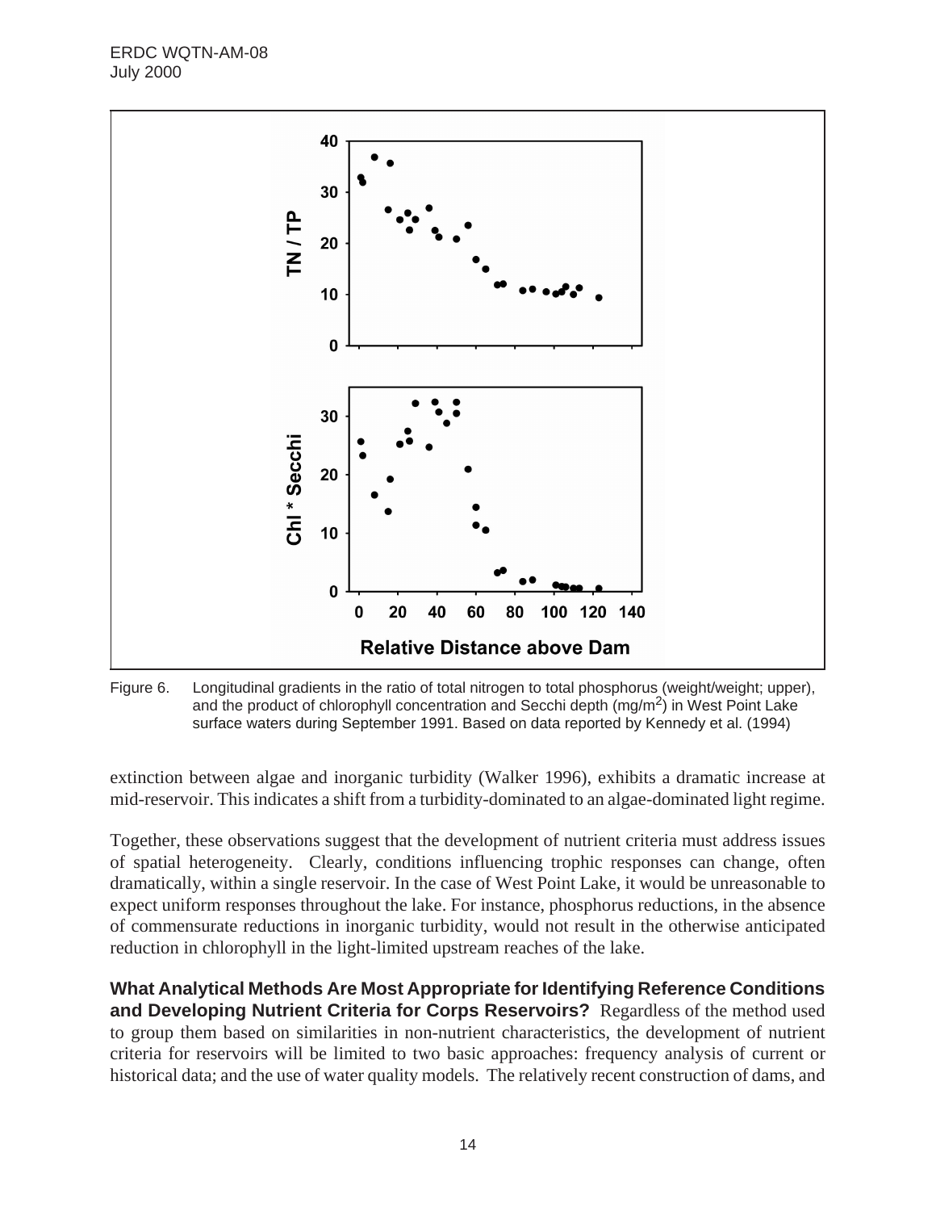Figure 6. Longitudinal gradients in the ratio of total nitrogen to total phosphorus (weight/weight; upper), and the product of chlorophyll concentration and Secchi depth (mg/m$^2$) in West Point Lake surface waters during September 1991. Based on data reported by Kennedy et al. (1994)

extinction between algae and inorganic turbidity (Walker 1996), exhibits a dramatic increase at mid-reservoir. This indicates a shift from a turbidity-dominated to an algae-dominated light regime.

Together, these observations suggest that the development of nutrient criteria must address issues of spatial heterogeneity. Clearly, conditions influencing trophic responses can change, often dramatically, within a single reservoir. In the case of West Point Lake, it would be unreasonable to expect uniform responses throughout the lake. For instance, phosphorus reductions, in the absence of commensurate reductions in inorganic turbidity, would not result in the otherwise anticipated reduction in chlorophyll in the light-limited upstream reaches of the lake.

**What Analytical Methods Are Most Appropriate for Identifying Reference Conditions and Developing Nutrient Criteria for Corps Reservoirs?** Regardless of the method used to group them based on similarities in non-nutrient characteristics, the development of nutrient criteria for reservoirs will be limited to two basic approaches: frequency analysis of current or historical data; and the use of water quality models. The relatively recent construction of dams, and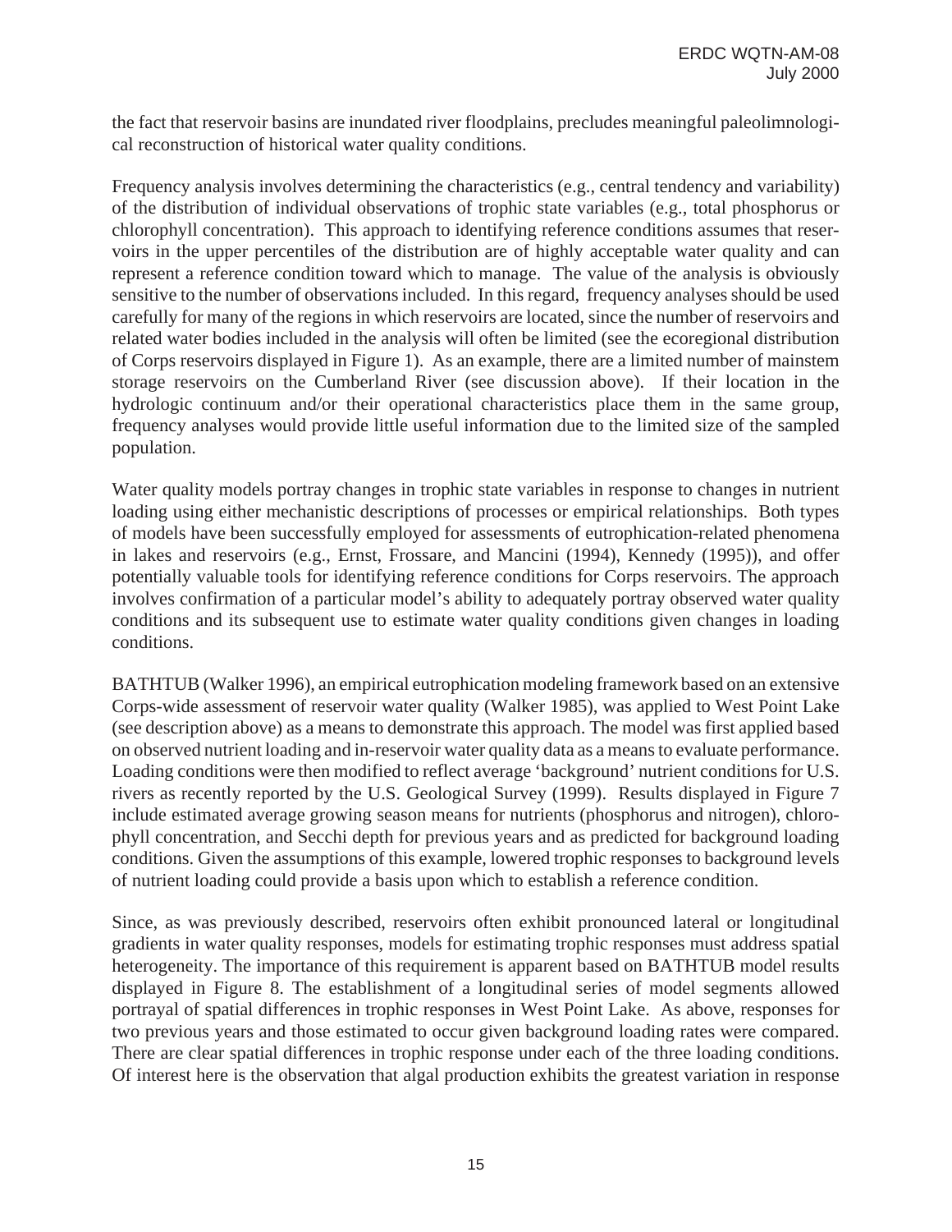the fact that reservoir basins are inundated river floodplains, precludes meaningful paleolimnological reconstruction of historical water quality conditions.

Frequency analysis involves determining the characteristics (e.g., central tendency and variability) of the distribution of individual observations of trophic state variables (e.g., total phosphorus or chlorophyll concentration). This approach to identifying reference conditions assumes that reservoirs in the upper percentiles of the distribution are of highly acceptable water quality and can represent a reference condition toward which to manage. The value of the analysis is obviously sensitive to the number of observations included. In this regard, frequency analyses should be used carefully for many of the regions in which reservoirs are located, since the number of reservoirs and related water bodies included in the analysis will often be limited (see the ecoregional distribution of Corps reservoirs displayed in Figure 1). As an example, there are a limited number of mainstem storage reservoirs on the Cumberland River (see discussion above). If their location in the hydrologic continuum and/or their operational characteristics place them in the same group, frequency analyses would provide little useful information due to the limited size of the sampled population.

Water quality models portray changes in trophic state variables in response to changes in nutrient loading using either mechanistic descriptions of processes or empirical relationships. Both types of models have been successfully employed for assessments of eutrophication-related phenomena in lakes and reservoirs (e.g., Ernst, Frossare, and Mancini (1994), Kennedy (1995)), and offer potentially valuable tools for identifying reference conditions for Corps reservoirs. The approach involves confirmation of a particular model's ability to adequately portray observed water quality conditions and its subsequent use to estimate water quality conditions given changes in loading conditions.

BATHTUB (Walker 1996), an empirical eutrophication modeling framework based on an extensive Corps-wide assessment of reservoir water quality (Walker 1985), was applied to West Point Lake (see description above) as a means to demonstrate this approach. The model was first applied based on observed nutrient loading and in-reservoir water quality data as a means to evaluate performance. Loading conditions were then modified to reflect average 'background' nutrient conditions for U.S. rivers as recently reported by the U.S. Geological Survey (1999). Results displayed in Figure 7 include estimated average growing season means for nutrients (phosphorus and nitrogen), chlorophyll concentration, and Secchi depth for previous years and as predicted for background loading conditions. Given the assumptions of this example, lowered trophic responses to background levels of nutrient loading could provide a basis upon which to establish a reference condition.

Since, as was previously described, reservoirs often exhibit pronounced lateral or longitudinal gradients in water quality responses, models for estimating trophic responses must address spatial heterogeneity. The importance of this requirement is apparent based on BATHTUB model results displayed in Figure 8. The establishment of a longitudinal series of model segments allowed portrayal of spatial differences in trophic responses in West Point Lake. As above, responses for two previous years and those estimated to occur given background loading rates were compared. There are clear spatial differences in trophic response under each of the three loading conditions. Of interest here is the observation that algal production exhibits the greatest variation in response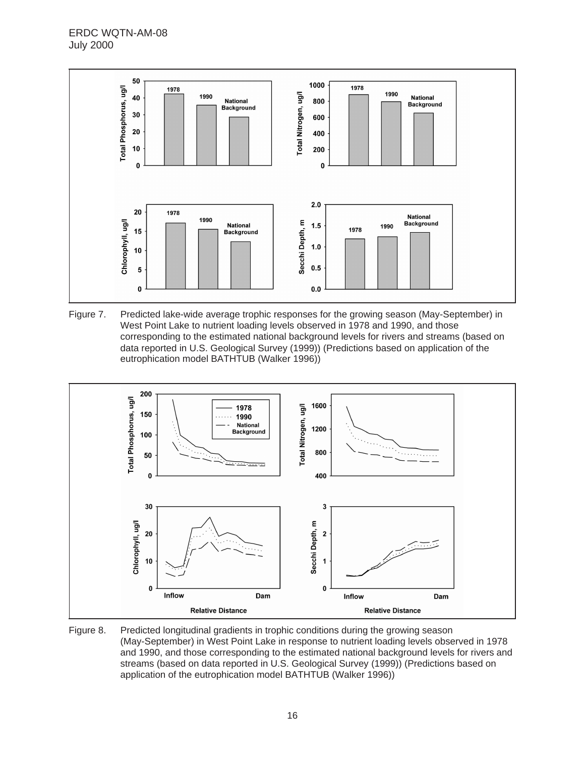Figure 7. Predicted lake-wide average trophic responses for the growing season (May-September) in West Point Lake to nutrient loading levels observed in 1978 and 1990, and those corresponding to the estimated national background levels for rivers and streams (based on data reported in U.S. Geological Survey (1999)) (Predictions based on application of the eutrophication model BATHTUB (Walker 1996))

Figure 8. Predicted longitudinal gradients in trophic conditions during the growing season (May-September) in West Point Lake in response to nutrient loading levels observed in 1978 and 1990, and those corresponding to the estimated national background levels for rivers and streams (based on data reported in U.S. Geological Survey (1999)) (Predictions based on application of the eutrophication model BATHTUB (Walker 1996))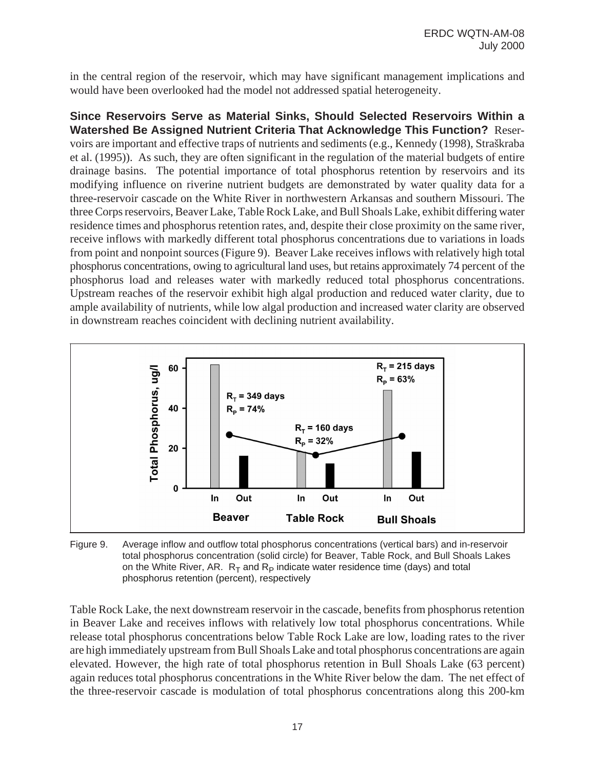in the central region of the reservoir, which may have significant management implications and would have been overlooked had the model not addressed spatial heterogeneity.

**Since Reservoirs Serve as Material Sinks, Should Selected Reservoirs Within a Watershed Be Assigned Nutrient Criteria That Acknowledge This Function?** Reservoirs are important and effective traps of nutrients and sediments (e.g., Kennedy (1998), Straškraba et al. (1995)). As such, they are often significant in the regulation of the material budgets of entire drainage basins. The potential importance of total phosphorus retention by reservoirs and its modifying influence on riverine nutrient budgets are demonstrated by water quality data for a three-reservoir cascade on the White River in northwestern Arkansas and southern Missouri. The three Corps reservoirs, Beaver Lake, Table Rock Lake, and Bull Shoals Lake, exhibit differing water residence times and phosphorus retention rates, and, despite their close proximity on the same river, receive inflows with markedly different total phosphorus concentrations due to variations in loads from point and nonpoint sources (Figure 9). Beaver Lake receives inflows with relatively high total phosphorus concentrations, owing to agricultural land uses, but retains approximately 74 percent of the phosphorus load and releases water with markedly reduced total phosphorus concentrations. Upstream reaches of the reservoir exhibit high algal production and reduced water clarity, due to ample availability of nutrients, while low algal production and increased water clarity are observed in downstream reaches coincident with declining nutrient availability.

Figure 9. Average inflow and outflow total phosphorus concentrations (vertical bars) and in-reservoir total phosphorus concentration (solid circle) for Beaver, Table Rock, and Bull Shoals Lakes on the White River, AR. $R_T$ and $R_P$ indicate water residence time (days) and total phosphorus retention (percent), respectively

Table Rock Lake, the next downstream reservoir in the cascade, benefits from phosphorus retention in Beaver Lake and receives inflows with relatively low total phosphorus concentrations. While release total phosphorus concentrations below Table Rock Lake are low, loading rates to the river are high immediately upstream from Bull Shoals Lake and total phosphorus concentrations are again elevated. However, the high rate of total phosphorus retention in Bull Shoals Lake (63 percent) again reduces total phosphorus concentrations in the White River below the dam. The net effect of the three-reservoir cascade is modulation of total phosphorus concentrations along this 200-km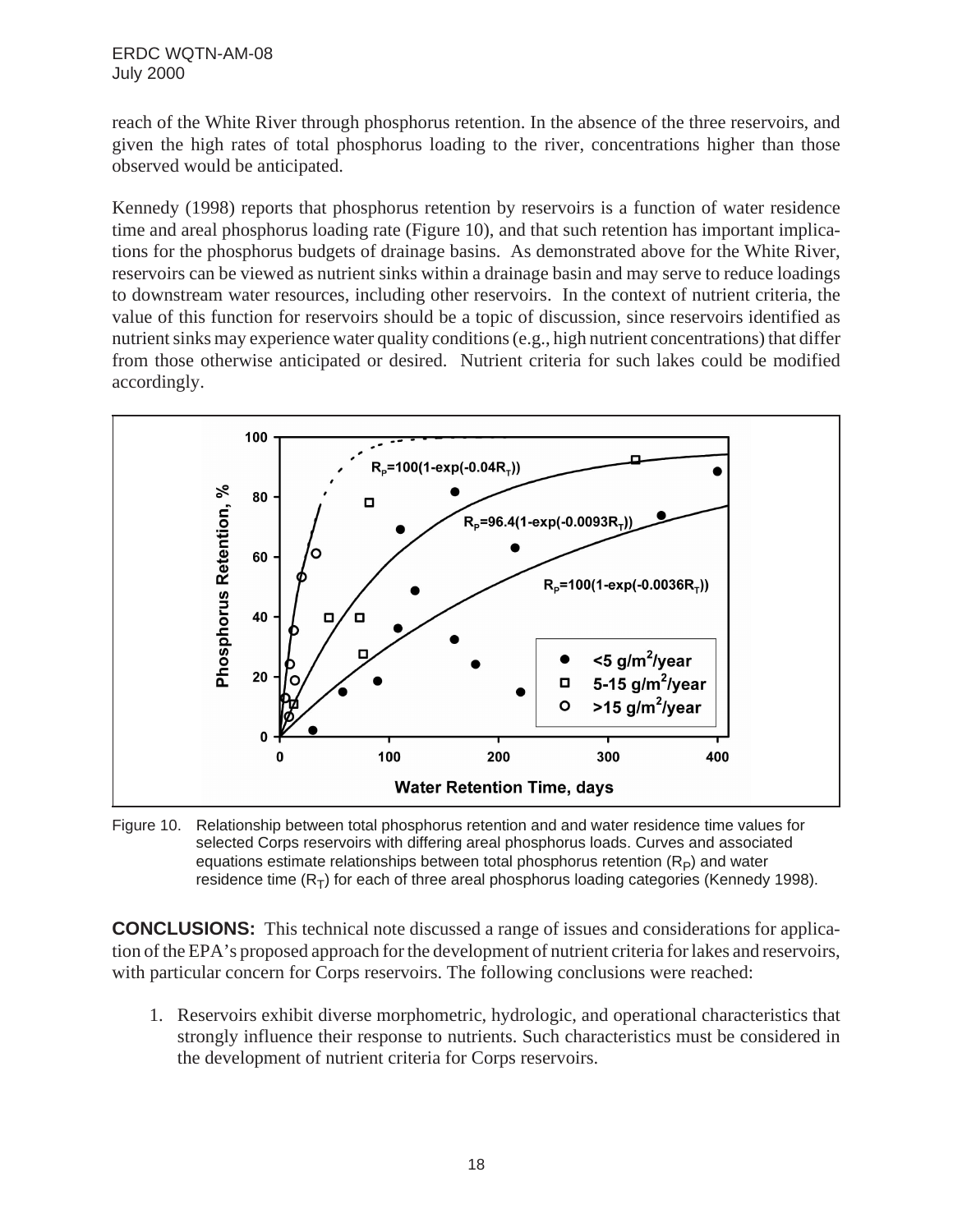reach of the White River through phosphorus retention. In the absence of the three reservoirs, and given the high rates of total phosphorus loading to the river, concentrations higher than those observed would be anticipated.

Kennedy (1998) reports that phosphorus retention by reservoirs is a function of water residence time and areal phosphorus loading rate (Figure 10), and that such retention has important implications for the phosphorus budgets of drainage basins. As demonstrated above for the White River, reservoirs can be viewed as nutrient sinks within a drainage basin and may serve to reduce loadings to downstream water resources, including other reservoirs. In the context of nutrient criteria, the value of this function for reservoirs should be a topic of discussion, since reservoirs identified as nutrient sinks may experience water quality conditions (e.g., high nutrient concentrations) that differ from those otherwise anticipated or desired. Nutrient criteria for such lakes could be modified accordingly.

Figure 10. Relationship between total phosphorus retention and and water residence time values for selected Corps reservoirs with differing areal phosphorus loads. Curves and associated equations estimate relationships between total phosphorus retention ($R_P$) and water residence time ($R_T$) for each of three areal phosphorus loading categories (Kennedy 1998).

**CONCLUSIONS:** This technical note discussed a range of issues and considerations for application of the EPA's proposed approach for the development of nutrient criteria for lakes and reservoirs, with particular concern for Corps reservoirs. The following conclusions were reached:

1. Reservoirs exhibit diverse morphometric, hydrologic, and operational characteristics that strongly influence their response to nutrients. Such characteristics must be considered in the development of nutrient criteria for Corps reservoirs.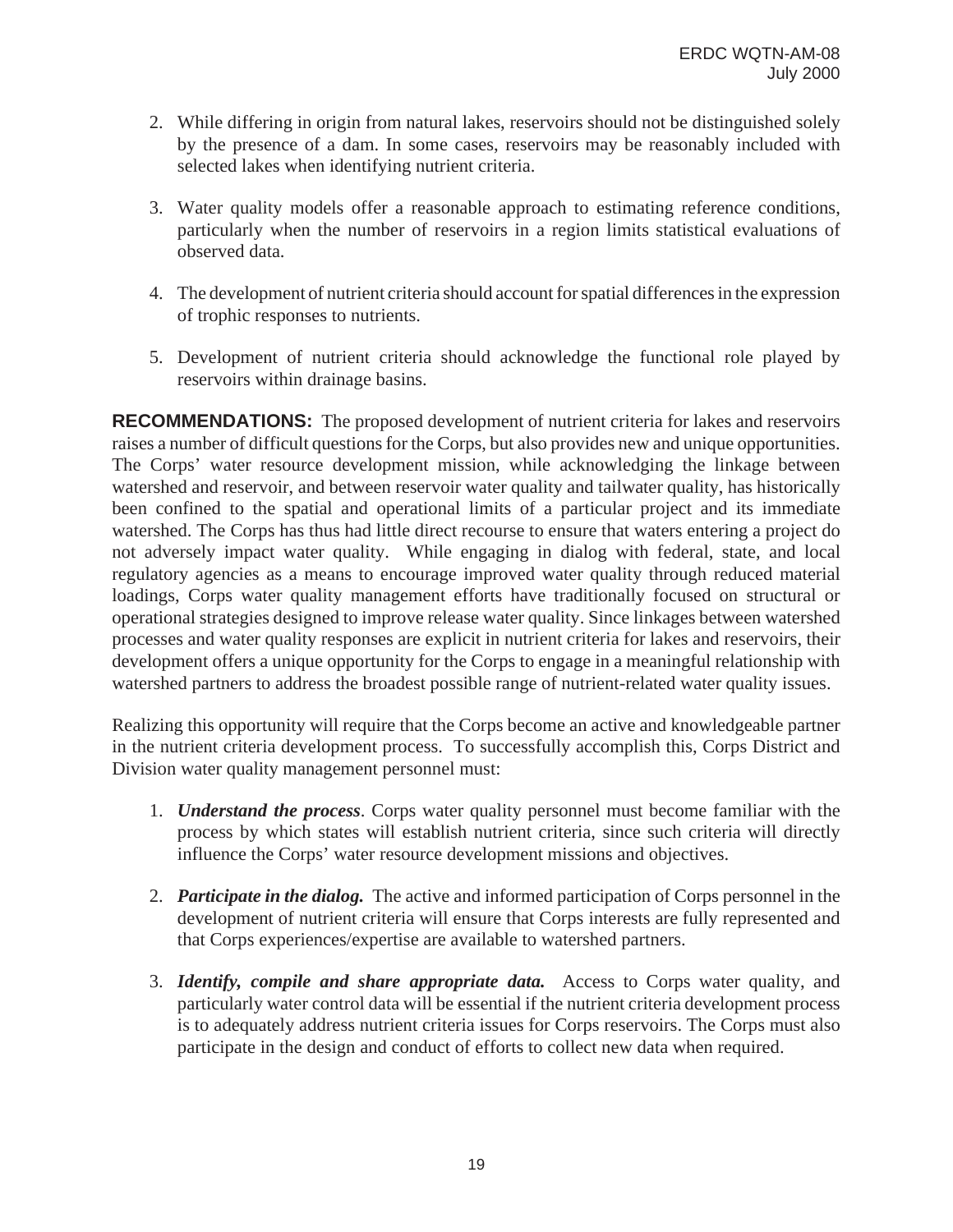2. While differing in origin from natural lakes, reservoirs should not be distinguished solely by the presence of a dam. In some cases, reservoirs may be reasonably included with selected lakes when identifying nutrient criteria.

3. Water quality models offer a reasonable approach to estimating reference conditions, particularly when the number of reservoirs in a region limits statistical evaluations of observed data.

4. The development of nutrient criteria should account for spatial differences in the expression of trophic responses to nutrients.

5. Development of nutrient criteria should acknowledge the functional role played by reservoirs within drainage basins.

**RECOMMENDATIONS:** The proposed development of nutrient criteria for lakes and reservoirs raises a number of difficult questions for the Corps, but also provides new and unique opportunities. The Corps' water resource development mission, while acknowledging the linkage between watershed and reservoir, and between reservoir water quality and tailwater quality, has historically been confined to the spatial and operational limits of a particular project and its immediate watershed. The Corps has thus had little direct recourse to ensure that waters entering a project do not adversely impact water quality. While engaging in dialog with federal, state, and local regulatory agencies as a means to encourage improved water quality through reduced material loadings, Corps water quality management efforts have traditionally focused on structural or operational strategies designed to improve release water quality. Since linkages between watershed processes and water quality responses are explicit in nutrient criteria for lakes and reservoirs, their development offers a unique opportunity for the Corps to engage in a meaningful relationship with watershed partners to address the broadest possible range of nutrient-related water quality issues.

Realizing this opportunity will require that the Corps become an active and knowledgeable partner in the nutrient criteria development process. To successfully accomplish this, Corps District and Division water quality management personnel must:

1. ***Understand the process***. Corps water quality personnel must become familiar with the process by which states will establish nutrient criteria, since such criteria will directly influence the Corps' water resource development missions and objectives.

2. ***Participate in the dialog.*** The active and informed participation of Corps personnel in the development of nutrient criteria will ensure that Corps interests are fully represented and that Corps experiences/expertise are available to watershed partners.

3. ***Identify, compile and share appropriate data.*** Access to Corps water quality, and particularly water control data will be essential if the nutrient criteria development process is to adequately address nutrient criteria issues for Corps reservoirs. The Corps must also participate in the design and conduct of efforts to collect new data when required.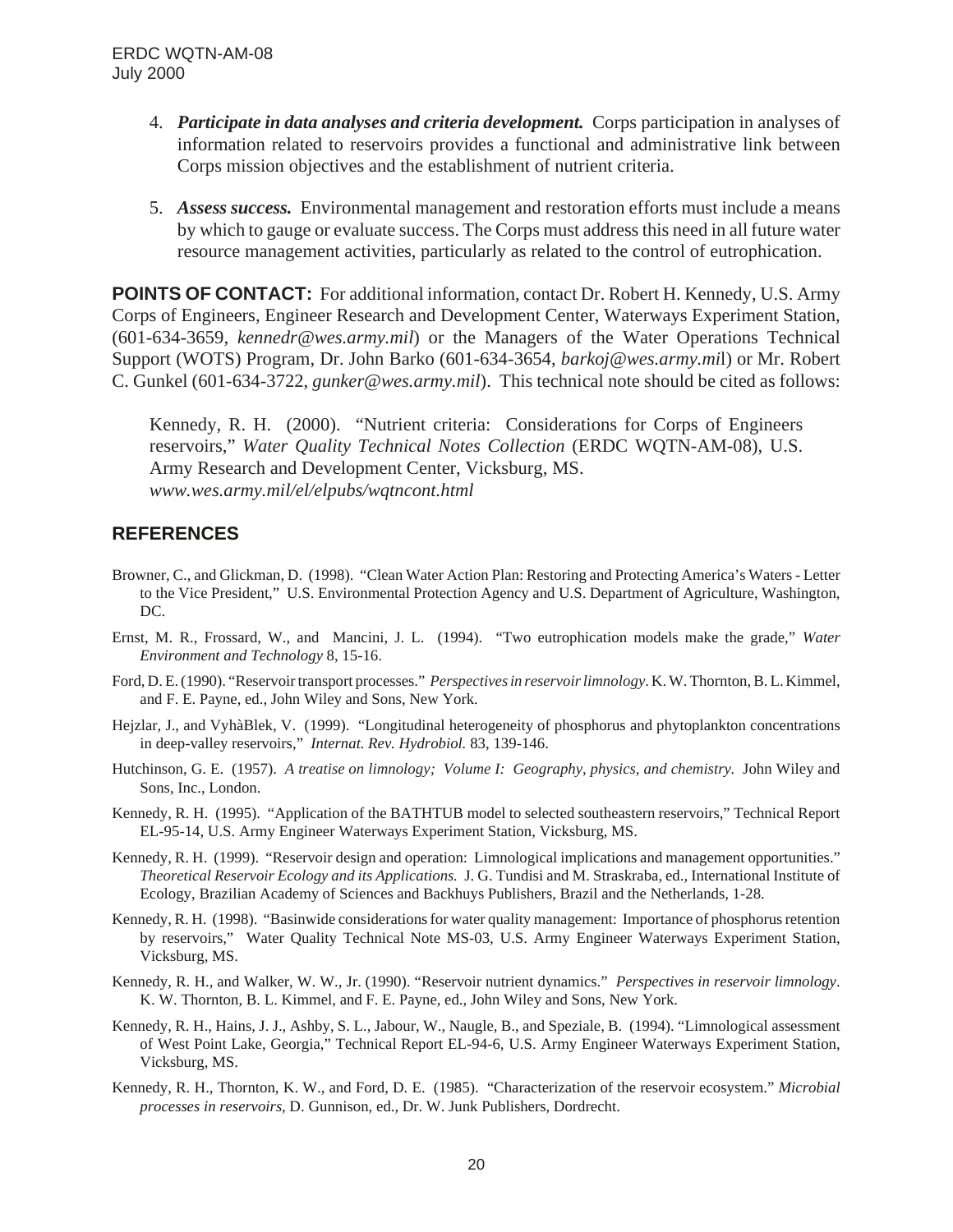4. ***Participate in data analyses and criteria development.*** Corps participation in analyses of information related to reservoirs provides a functional and administrative link between Corps mission objectives and the establishment of nutrient criteria.

5. ***Assess success.*** Environmental management and restoration efforts must include a means by which to gauge or evaluate success. The Corps must address this need in all future water resource management activities, particularly as related to the control of eutrophication.

**POINTS OF CONTACT:** For additional information, contact Dr. Robert H. Kennedy, U.S. Army Corps of Engineers, Engineer Research and Development Center, Waterways Experiment Station, (601-634-3659, *kennedr@wes.army.mil*) or the Managers of the Water Operations Technical Support (WOTS) Program, Dr. John Barko (601-634-3654, *barkoj@wes.army.mil*) or Mr. Robert C. Gunkel (601-634-3722, *gunker@wes.army.mil*). This technical note should be cited as follows:

> Kennedy, R. H. (2000). "Nutrient criteria: Considerations for Corps of Engineers reservoirs," *Water Quality Technical Notes Collection* (ERDC WQTN-AM-08), U.S. Army Research and Development Center, Vicksburg, MS. *www.wes.army.mil/el/elpubs/wqtncont.html*

## REFERENCES

Browner, C., and Glickman, D. (1998). "Clean Water Action Plan: Restoring and Protecting America's Waters - Letter to the Vice President," U.S. Environmental Protection Agency and U.S. Department of Agriculture, Washington, DC.

Ernst, M. R., Frossard, W., and Mancini, J. L. (1994). "Two eutrophication models make the grade," *Water Environment and Technology* 8, 15-16.

Ford, D. E. (1990). "Reservoir transport processes." *Perspectives in reservoir limnology*. K. W. Thornton, B. L. Kimmel, and F. E. Payne, ed., John Wiley and Sons, New York.

Hejzlar, J., and VyhàBlek, V. (1999). "Longitudinal heterogeneity of phosphorus and phytoplankton concentrations in deep-valley reservoirs," *Internat. Rev. Hydrobiol.* 83, 139-146.

Hutchinson, G. E. (1957). *A treatise on limnology; Volume I: Geography, physics, and chemistry.* John Wiley and Sons, Inc., London.

Kennedy, R. H. (1995). "Application of the BATHTUB model to selected southeastern reservoirs," Technical Report EL-95-14, U.S. Army Engineer Waterways Experiment Station, Vicksburg, MS.

Kennedy, R. H. (1999). "Reservoir design and operation: Limnological implications and management opportunities." *Theoretical Reservoir Ecology and its Applications.* J. G. Tundisi and M. Straskraba, ed., International Institute of Ecology, Brazilian Academy of Sciences and Backhuys Publishers, Brazil and the Netherlands, 1-28.

Kennedy, R. H. (1998). "Basinwide considerations for water quality management: Importance of phosphorus retention by reservoirs," Water Quality Technical Note MS-03, U.S. Army Engineer Waterways Experiment Station, Vicksburg, MS.

Kennedy, R. H., and Walker, W. W., Jr. (1990). "Reservoir nutrient dynamics." *Perspectives in reservoir limnology*. K. W. Thornton, B. L. Kimmel, and F. E. Payne, ed., John Wiley and Sons, New York.

Kennedy, R. H., Hains, J. J., Ashby, S. L., Jabour, W., Naugle, B., and Speziale, B. (1994). "Limnological assessment of West Point Lake, Georgia," Technical Report EL-94-6, U.S. Army Engineer Waterways Experiment Station, Vicksburg, MS.

Kennedy, R. H., Thornton, K. W., and Ford, D. E. (1985). "Characterization of the reservoir ecosystem." *Microbial processes in reservoirs*, D. Gunnison, ed., Dr. W. Junk Publishers, Dordrecht.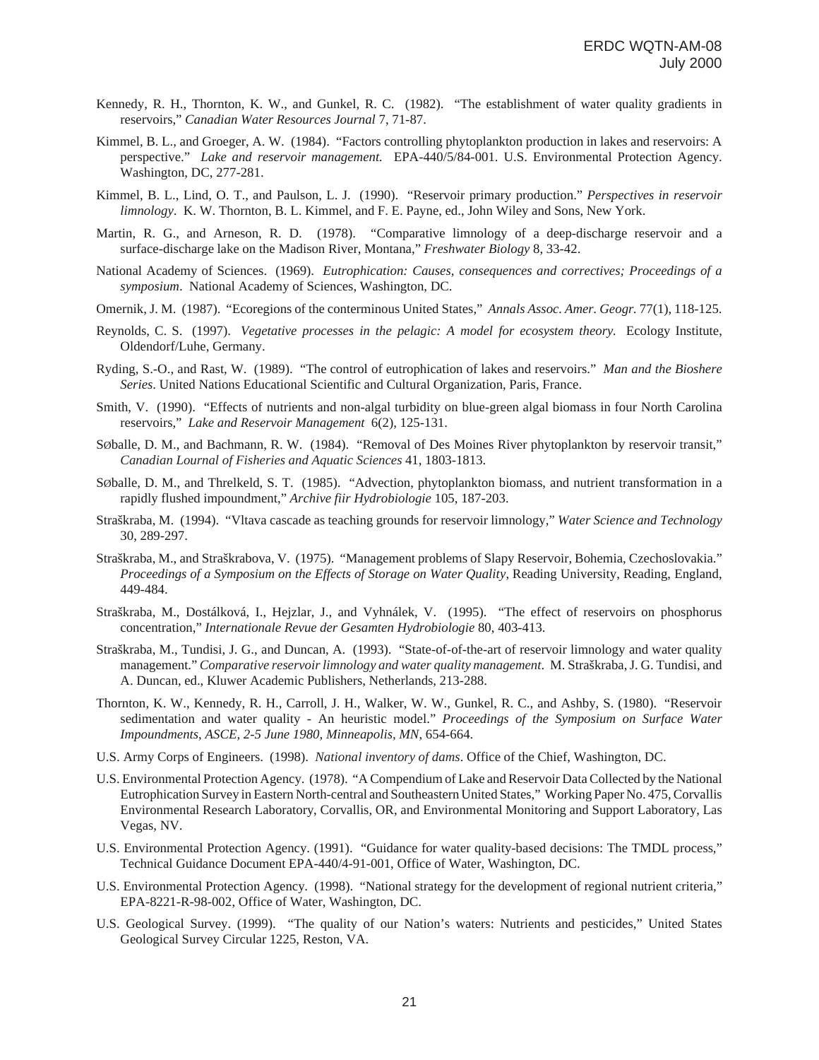Kennedy, R. H., Thornton, K. W., and Gunkel, R. C. (1982). "The establishment of water quality gradients in reservoirs," *Canadian Water Resources Journal* 7, 71-87.

Kimmel, B. L., and Groeger, A. W. (1984). "Factors controlling phytoplankton production in lakes and reservoirs: A perspective." *Lake and reservoir management.* EPA-440/5/84-001. U.S. Environmental Protection Agency. Washington, DC, 277-281.

Kimmel, B. L., Lind, O. T., and Paulson, L. J. (1990). "Reservoir primary production." *Perspectives in reservoir limnology*. K. W. Thornton, B. L. Kimmel, and F. E. Payne, ed., John Wiley and Sons, New York.

Martin, R. G., and Arneson, R. D. (1978). "Comparative limnology of a deep-discharge reservoir and a surface-discharge lake on the Madison River, Montana," *Freshwater Biology* 8, 33-42.

National Academy of Sciences. (1969). *Eutrophication: Causes, consequences and correctives; Proceedings of a symposium*. National Academy of Sciences, Washington, DC.

Omernik, J. M. (1987). "Ecoregions of the conterminous United States," *Annals Assoc. Amer. Geogr.* 77(1), 118-125.

Reynolds, C. S. (1997). *Vegetative processes in the pelagic: A model for ecosystem theory.* Ecology Institute, Oldendorf/Luhe, Germany.

Ryding, S.-O., and Rast, W. (1989). "The control of eutrophication of lakes and reservoirs." *Man and the Bioshere Series*. United Nations Educational Scientific and Cultural Organization, Paris, France.

Smith, V. (1990). "Effects of nutrients and non-algal turbidity on blue-green algal biomass in four North Carolina reservoirs," *Lake and Reservoir Management* 6(2), 125-131.

SØballe, D. M., and Bachmann, R. W. (1984). "Removal of Des Moines River phytoplankton by reservoir transit," *Canadian Lournal of Fisheries and Aquatic Sciences* 41, 1803-1813.

SØballe, D. M., and Threlkeld, S. T. (1985). "Advection, phytoplankton biomass, and nutrient transformation in a rapidly flushed impoundment," *Archive fiir Hydrobiologie* 105, 187-203.

Straškraba, M. (1994). "Vltava cascade as teaching grounds for reservoir limnology," *Water Science and Technology* 30, 289-297.

Straškraba, M., and Straškrabova, V. (1975). "Management problems of Slapy Reservoir, Bohemia, Czechoslovakia." *Proceedings of a Symposium on the Effects of Storage on Water Quality*, Reading University, Reading, England, 449-484.

Straškraba, M., Dostálková, I., Hejzlar, J., and Vyhnálek, V. (1995). "The effect of reservoirs on phosphorus concentration," *Internationale Revue der Gesamten Hydrobiologie* 80, 403-413.

Straškraba, M., Tundisi, J. G., and Duncan, A. (1993). "State-of-of-the-art of reservoir limnology and water quality management." *Comparative reservoir limnology and water quality management*. M. Straškraba, J. G. Tundisi, and A. Duncan, ed., Kluwer Academic Publishers, Netherlands, 213-288.

Thornton, K. W., Kennedy, R. H., Carroll, J. H., Walker, W. W., Gunkel, R. C., and Ashby, S. (1980). "Reservoir sedimentation and water quality - An heuristic model." *Proceedings of the Symposium on Surface Water Impoundments, ASCE, 2-5 June 1980, Minneapolis, MN*, 654-664.

U.S. Army Corps of Engineers. (1998). *National inventory of dams*. Office of the Chief, Washington, DC.

U.S. Environmental Protection Agency. (1978). "A Compendium of Lake and Reservoir Data Collected by the National Eutrophication Survey in Eastern North-central and Southeastern United States," Working Paper No. 475, Corvallis Environmental Research Laboratory, Corvallis, OR, and Environmental Monitoring and Support Laboratory, Las Vegas, NV.

U.S. Environmental Protection Agency. (1991). "Guidance for water quality-based decisions: The TMDL process," Technical Guidance Document EPA-440/4-91-001, Office of Water, Washington, DC.

U.S. Environmental Protection Agency. (1998). "National strategy for the development of regional nutrient criteria," EPA-8221-R-98-002, Office of Water, Washington, DC.

U.S. Geological Survey. (1999). "The quality of our Nation's waters: Nutrients and pesticides," United States Geological Survey Circular 1225, Reston, VA.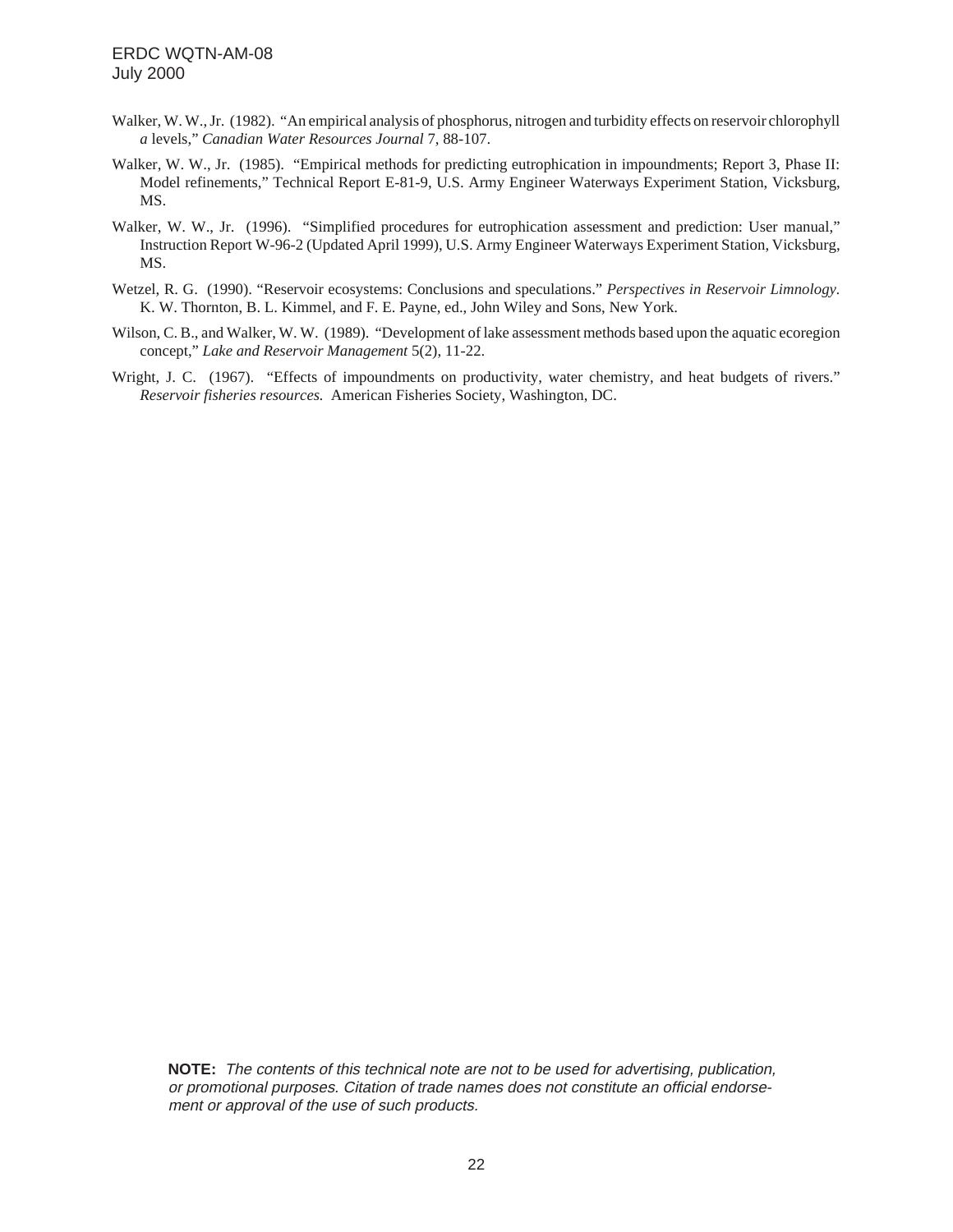Walker, W. W., Jr. (1982). "An empirical analysis of phosphorus, nitrogen and turbidity effects on reservoir chlorophyll *a* levels," *Canadian Water Resources Journal* 7, 88-107.

Walker, W. W., Jr. (1985). "Empirical methods for predicting eutrophication in impoundments; Report 3, Phase II: Model refinements," Technical Report E-81-9, U.S. Army Engineer Waterways Experiment Station, Vicksburg, MS.

Walker, W. W., Jr. (1996). "Simplified procedures for eutrophication assessment and prediction: User manual," Instruction Report W-96-2 (Updated April 1999), U.S. Army Engineer Waterways Experiment Station, Vicksburg, MS.

Wetzel, R. G. (1990). "Reservoir ecosystems: Conclusions and speculations." *Perspectives in Reservoir Limnology.* K. W. Thornton, B. L. Kimmel, and F. E. Payne, ed., John Wiley and Sons, New York.

Wilson, C. B., and Walker, W. W. (1989). "Development of lake assessment methods based upon the aquatic ecoregion concept," *Lake and Reservoir Management* 5(2), 11-22.

Wright, J. C. (1967). "Effects of impoundments on productivity, water chemistry, and heat budgets of rivers." *Reservoir fisheries resources.* American Fisheries Society, Washington, DC.

**NOTE:** *The contents of this technical note are not to be used for advertising, publication, or promotional purposes. Citation of trade names does not constitute an official endorsement or approval of the use of such products.*